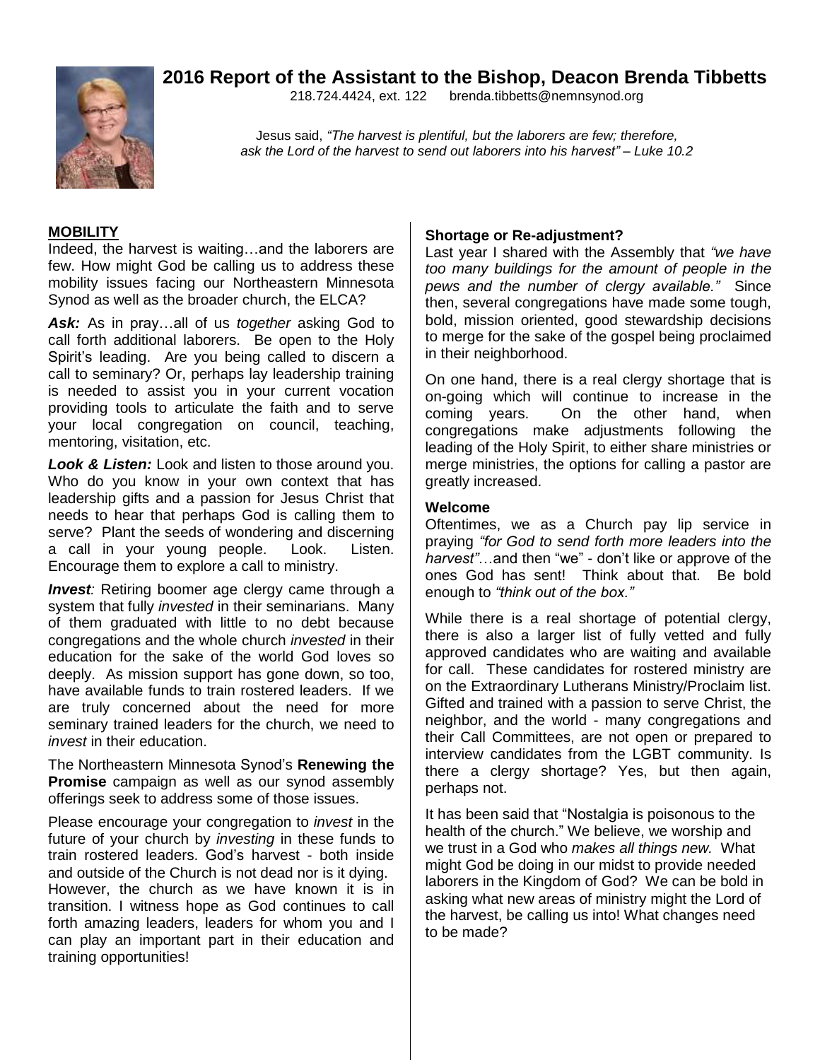# 2016 Report of the Assistant to the Bishop, Deacon Brenda Tibbetts

218.724.4424, ext. 122 brenda.tibbetts@nemnsynod.org

Jesus said, *"The harvest is plentiful, but the laborers are few; therefore, ask the Lord of the harvest to send out laborers into his harvest" – Luke 10.2*

## MOBILITY

Indeed, the harvest is waiting…and the laborers are few. How might God be calling us to address these mobility issues facing our Northeastern Minnesota Synod as well as the broader church, the ELCA?

***Ask:*** As in pray…all of us *together* asking God to call forth additional laborers. Be open to the Holy Spirit's leading. Are you being called to discern a call to seminary? Or, perhaps lay leadership training is needed to assist you in your current vocation providing tools to articulate the faith and to serve your local congregation on council, teaching, mentoring, visitation, etc.

***Look & Listen:*** Look and listen to those around you. Who do you know in your own context that has leadership gifts and a passion for Jesus Christ that needs to hear that perhaps God is calling them to serve? Plant the seeds of wondering and discerning a call in your young people. Look. Listen. Encourage them to explore a call to ministry.

***Invest****:* Retiring boomer age clergy came through a system that fully *invested* in their seminarians. Many of them graduated with little to no debt because congregations and the whole church *invested* in their education for the sake of the world God loves so deeply. As mission support has gone down, so too, have available funds to train rostered leaders. If we are truly concerned about the need for more seminary trained leaders for the church, we need to *invest* in their education.

The Northeastern Minnesota Synod's **Renewing the Promise** campaign as well as our synod assembly offerings seek to address some of those issues.

Please encourage your congregation to *invest* in the future of your church by *investing* in these funds to train rostered leaders. God's harvest - both inside and outside of the Church is not dead nor is it dying. However, the church as we have known it is in transition. I witness hope as God continues to call forth amazing leaders, leaders for whom you and I can play an important part in their education and training opportunities!

### Shortage or Re-adjustment?

Last year I shared with the Assembly that *"we have too many buildings for the amount of people in the pews and the number of clergy available."* Since then, several congregations have made some tough, bold, mission oriented, good stewardship decisions to merge for the sake of the gospel being proclaimed in their neighborhood.

On one hand, there is a real clergy shortage that is on-going which will continue to increase in the coming years. On the other hand, when congregations make adjustments following the leading of the Holy Spirit, to either share ministries or merge ministries, the options for calling a pastor are greatly increased.

### Welcome

Oftentimes, we as a Church pay lip service in praying *"for God to send forth more leaders into the harvest"*…and then "we" - don't like or approve of the ones God has sent! Think about that. Be bold enough to *"think out of the box."*

While there is a real shortage of potential clergy, there is also a larger list of fully vetted and fully approved candidates who are waiting and available for call. These candidates for rostered ministry are on the Extraordinary Lutherans Ministry/Proclaim list. Gifted and trained with a passion to serve Christ, the neighbor, and the world - many congregations and their Call Committees, are not open or prepared to interview candidates from the LGBT community. Is there a clergy shortage? Yes, but then again, perhaps not.

It has been said that "Nostalgia is poisonous to the health of the church." We believe, we worship and we trust in a God who *makes all things new.* What might God be doing in our midst to provide needed laborers in the Kingdom of God? We can be bold in asking what new areas of ministry might the Lord of the harvest, be calling us into! What changes need to be made?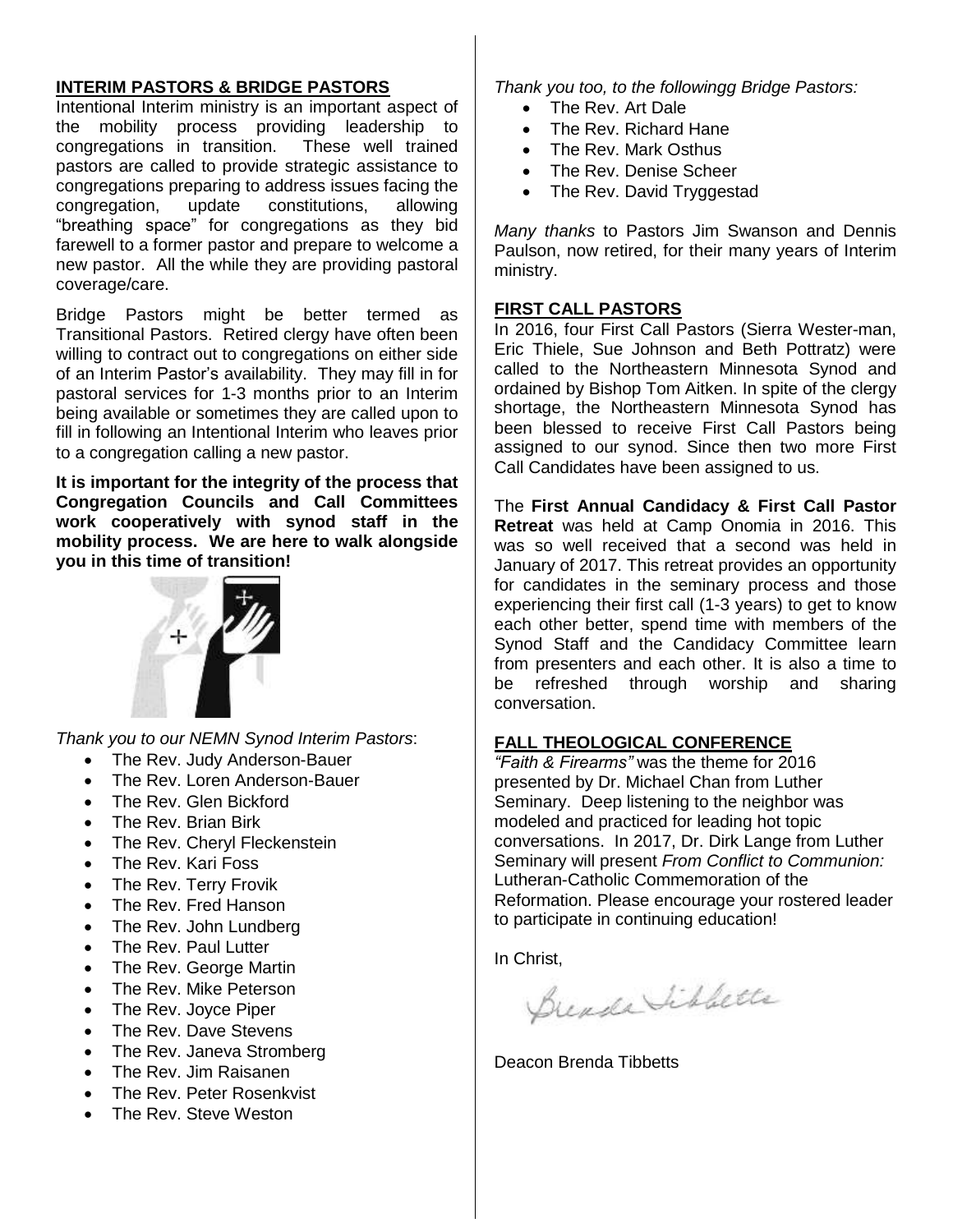## INTERIM PASTORS & BRIDGE PASTORS

Intentional Interim ministry is an important aspect of the mobility process providing leadership to congregations in transition. These well trained pastors are called to provide strategic assistance to congregations preparing to address issues facing the congregation, update constitutions, allowing "breathing space" for congregations as they bid farewell to a former pastor and prepare to welcome a new pastor. All the while they are providing pastoral coverage/care.

Bridge Pastors might be better termed as Transitional Pastors. Retired clergy have often been willing to contract out to congregations on either side of an Interim Pastor's availability. They may fill in for pastoral services for 1-3 months prior to an Interim being available or sometimes they are called upon to fill in following an Intentional Interim who leaves prior to a congregation calling a new pastor.

**It is important for the integrity of the process that Congregation Councils and Call Committees work cooperatively with synod staff in the mobility process. We are here to walk alongside you in this time of transition!**

*Thank you to our NEMN Synod Interim Pastors*:

- The Rev. Judy Anderson-Bauer
- The Rev. Loren Anderson-Bauer
- The Rev. Glen Bickford
- The Rev. Brian Birk
- The Rev. Cheryl Fleckenstein
- The Rev. Kari Foss
- The Rev. Terry Frovik
- The Rev. Fred Hanson
- The Rev. John Lundberg
- The Rev. Paul Lutter
- The Rev. George Martin
- The Rev. Mike Peterson
- The Rev. Joyce Piper
- The Rev. Dave Stevens
- The Rev. Janeva Stromberg
- The Rev. Jim Raisanen
- The Rev. Peter Rosenkvist
- The Rev. Steve Weston

*Thank you too, to the followingg Bridge Pastors:*

- The Rev. Art Dale
- The Rev. Richard Hane
- The Rev. Mark Osthus
- The Rev. Denise Scheer
- The Rev. David Tryggestad

*Many thanks* to Pastors Jim Swanson and Dennis Paulson, now retired, for their many years of Interim ministry.

## FIRST CALL PASTORS

In 2016, four First Call Pastors (Sierra Wester-man, Eric Thiele, Sue Johnson and Beth Pottratz) were called to the Northeastern Minnesota Synod and ordained by Bishop Tom Aitken. In spite of the clergy shortage, the Northeastern Minnesota Synod has been blessed to receive First Call Pastors being assigned to our synod. Since then two more First Call Candidates have been assigned to us.

The **First Annual Candidacy & First Call Pastor Retreat** was held at Camp Onomia in 2016. This was so well received that a second was held in January of 2017. This retreat provides an opportunity for candidates in the seminary process and those experiencing their first call (1-3 years) to get to know each other better, spend time with members of the Synod Staff and the Candidacy Committee learn from presenters and each other. It is also a time to be refreshed through worship and sharing conversation.

## FALL THEOLOGICAL CONFERENCE

*"Faith & Firearms"* was the theme for 2016 presented by Dr. Michael Chan from Luther Seminary. Deep listening to the neighbor was modeled and practiced for leading hot topic conversations. In 2017, Dr. Dirk Lange from Luther Seminary will present *From Conflict to Communion:* Lutheran-Catholic Commemoration of the Reformation. Please encourage your rostered leader to participate in continuing education!

In Christ,

Brenda Tibbetts

Deacon Brenda Tibbetts